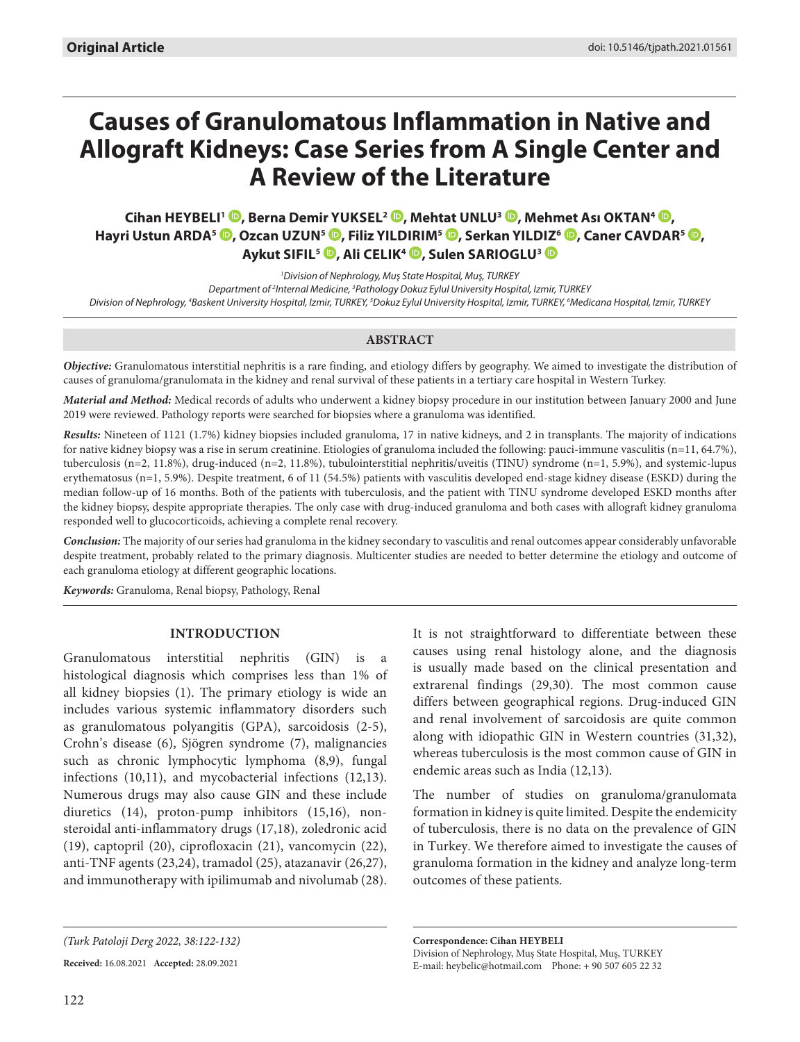Original Article

doi: 10.5146/tjpath.2021.01561

# Causes of Granulomatous Inflammation in Native and Allograft Kidneys: Case Series from A Single Center and A Review of the Literature

**Cihan HEYBELI[1], Berna Demir YUKSEL[2], Mehtat UNLU[3], Mehmet Ası OKTAN[4], Hayri Ustun ARDA[5], Ozcan UZUN[5], Filiz YILDIRIM[5], Serkan YILDIZ[6], Caner CAVDAR[5], Aykut SIFIL[5], Ali CELIK[4], Sulen SARIOGLU[3]**

[1]*Division of Nephrology, Muş State Hospital, Muş, TURKEY*
*Department of [2]Internal Medicine, [3]Pathology Dokuz Eylul University Hospital, Izmir, TURKEY*
*Division of Nephrology, [4]Baskent University Hospital, Izmir, TURKEY, [5]Dokuz Eylul University Hospital, Izmir, TURKEY, [6]Medicana Hospital, Izmir, TURKEY*

## ABSTRACT

***Objective:*** Granulomatous interstitial nephritis is a rare finding, and etiology differs by geography. We aimed to investigate the distribution of causes of granuloma/granulomata in the kidney and renal survival of these patients in a tertiary care hospital in Western Turkey.

***Material and Method:*** Medical records of adults who underwent a kidney biopsy procedure in our institution between January 2000 and June 2019 were reviewed. Pathology reports were searched for biopsies where a granuloma was identified.

***Results:*** Nineteen of 1121 (1.7%) kidney biopsies included granuloma, 17 in native kidneys, and 2 in transplants. The majority of indications for native kidney biopsy was a rise in serum creatinine. Etiologies of granuloma included the following: pauci-immune vasculitis (n=11, 64.7%), tuberculosis (n=2, 11.8%), drug-induced (n=2, 11.8%), tubulointerstitial nephritis/uveitis (TINU) syndrome (n=1, 5.9%), and systemic-lupus erythematosus (n=1, 5.9%). Despite treatment, 6 of 11 (54.5%) patients with vasculitis developed end-stage kidney disease (ESKD) during the median follow-up of 16 months. Both of the patients with tuberculosis, and the patient with TINU syndrome developed ESKD months after the kidney biopsy, despite appropriate therapies. The only case with drug-induced granuloma and both cases with allograft kidney granuloma responded well to glucocorticoids, achieving a complete renal recovery.

***Conclusion:*** The majority of our series had granuloma in the kidney secondary to vasculitis and renal outcomes appear considerably unfavorable despite treatment, probably related to the primary diagnosis. Multicenter studies are needed to better determine the etiology and outcome of each granuloma etiology at different geographic locations.

***Keywords:*** Granuloma, Renal biopsy, Pathology, Renal

## INTRODUCTION

Granulomatous interstitial nephritis (GIN) is a histological diagnosis which comprises less than 1% of all kidney biopsies (1). The primary etiology is wide an includes various systemic inflammatory disorders such as granulomatous polyangitis (GPA), sarcoidosis (2-5), Crohn's disease (6), Sjögren syndrome (7), malignancies such as chronic lymphocytic lymphoma (8,9), fungal infections (10,11), and mycobacterial infections (12,13). Numerous drugs may also cause GIN and these include diuretics (14), proton-pump inhibitors (15,16), non-steroidal anti-inflammatory drugs (17,18), zoledronic acid (19), captopril (20), ciprofloxacin (21), vancomycin (22), anti-TNF agents (23,24), tramadol (25), atazanavir (26,27), and immunotherapy with ipilimumab and nivolumab (28).

It is not straightforward to differentiate between these causes using renal histology alone, and the diagnosis is usually made based on the clinical presentation and extrarenal findings (29,30). The most common cause differs between geographical regions. Drug-induced GIN and renal involvement of sarcoidosis are quite common along with idiopathic GIN in Western countries (31,32), whereas tuberculosis is the most common cause of GIN in endemic areas such as India (12,13).

The number of studies on granuloma/granulomata formation in kidney is quite limited. Despite the endemicity of tuberculosis, there is no data on the prevalence of GIN in Turkey. We therefore aimed to investigate the causes of granuloma formation in the kidney and analyze long-term outcomes of these patients.

*(Turk Patoloji Derg 2022, 38:122-132)*

**Received:** 16.08.2021 **Accepted:** 28.09.2021

**Correspondence: Cihan HEYBELI**
Division of Nephrology, Muş State Hospital, Muş, TURKEY
E-mail: heybelic@hotmail.com Phone: + 90 507 605 22 32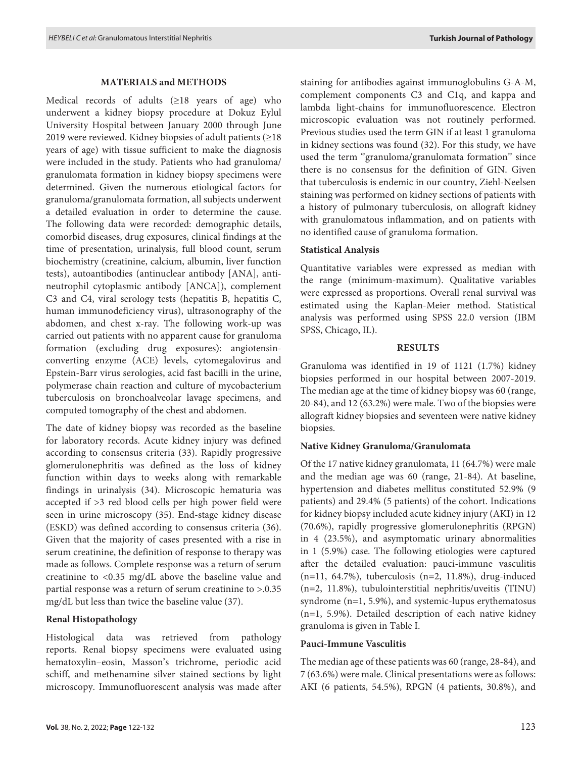## MATERIALS and METHODS

Medical records of adults (≥18 years of age) who underwent a kidney biopsy procedure at Dokuz Eylul University Hospital between January 2000 through June 2019 were reviewed. Kidney biopsies of adult patients (≥18 years of age) with tissue sufficient to make the diagnosis were included in the study. Patients who had granuloma/granulomata formation in kidney biopsy specimens were determined. Given the numerous etiological factors for granuloma/granulomata formation, all subjects underwent a detailed evaluation in order to determine the cause. The following data were recorded: demographic details, comorbid diseases, drug exposures, clinical findings at the time of presentation, urinalysis, full blood count, serum biochemistry (creatinine, calcium, albumin, liver function tests), autoantibodies (antinuclear antibody [ANA], anti-neutrophil cytoplasmic antibody [ANCA]), complement C3 and C4, viral serology tests (hepatitis B, hepatitis C, human immunodeficiency virus), ultrasonography of the abdomen, and chest x-ray. The following work-up was carried out patients with no apparent cause for granuloma formation (excluding drug exposures): angiotensin-converting enzyme (ACE) levels, cytomegalovirus and Epstein-Barr virus serologies, acid fast bacilli in the urine, polymerase chain reaction and culture of mycobacterium tuberculosis on bronchoalveolar lavage specimens, and computed tomography of the chest and abdomen.

The date of kidney biopsy was recorded as the baseline for laboratory records. Acute kidney injury was defined according to consensus criteria (33). Rapidly progressive glomerulonephritis was defined as the loss of kidney function within days to weeks along with remarkable findings in urinalysis (34). Microscopic hematuria was accepted if >3 red blood cells per high power field were seen in urine microscopy (35). End-stage kidney disease (ESKD) was defined according to consensus criteria (36). Given that the majority of cases presented with a rise in serum creatinine, the definition of response to therapy was made as follows. Complete response was a return of serum creatinine to <0.35 mg/dL above the baseline value and partial response was a return of serum creatinine to >.0.35 mg/dL but less than twice the baseline value (37).

### Renal Histopathology

Histological data was retrieved from pathology reports. Renal biopsy specimens were evaluated using hematoxylin–eosin, Masson's trichrome, periodic acid schiff, and methenamine silver stained sections by light microscopy. Immunofluorescent analysis was made after staining for antibodies against immunoglobulins G-A-M, complement components C3 and C1q, and kappa and lambda light-chains for immunofluorescence. Electron microscopic evaluation was not routinely performed. Previous studies used the term GIN if at least 1 granuloma in kidney sections was found (32). For this study, we have used the term ''granuloma/granulomata formation'' since there is no consensus for the definition of GIN. Given that tuberculosis is endemic in our country, Ziehl-Neelsen staining was performed on kidney sections of patients with a history of pulmonary tuberculosis, on allograft kidney with granulomatous inflammation, and on patients with no identified cause of granuloma formation.

### Statistical Analysis

Quantitative variables were expressed as median with the range (minimum-maximum). Qualitative variables were expressed as proportions. Overall renal survival was estimated using the Kaplan-Meier method. Statistical analysis was performed using SPSS 22.0 version (IBM SPSS, Chicago, IL).

## RESULTS

Granuloma was identified in 19 of 1121 (1.7%) kidney biopsies performed in our hospital between 2007-2019. The median age at the time of kidney biopsy was 60 (range, 20-84), and 12 (63.2%) were male. Two of the biopsies were allograft kidney biopsies and seventeen were native kidney biopsies.

### Native Kidney Granuloma/Granulomata

Of the 17 native kidney granulomata, 11 (64.7%) were male and the median age was 60 (range, 21-84). At baseline, hypertension and diabetes mellitus constituted 52.9% (9 patients) and 29.4% (5 patients) of the cohort. Indications for kidney biopsy included acute kidney injury (AKI) in 12 (70.6%), rapidly progressive glomerulonephritis (RPGN) in 4 (23.5%), and asymptomatic urinary abnormalities in 1 (5.9%) case. The following etiologies were captured after the detailed evaluation: pauci-immune vasculitis (n=11, 64.7%), tuberculosis (n=2, 11.8%), drug-induced (n=2, 11.8%), tubulointerstitial nephritis/uveitis (TINU) syndrome (n=1, 5.9%), and systemic-lupus erythematosus (n=1, 5.9%). Detailed description of each native kidney granuloma is given in Table I.

### Pauci-Immune Vasculitis

The median age of these patients was 60 (range, 28-84), and 7 (63.6%) were male. Clinical presentations were as follows: AKI (6 patients, 54.5%), RPGN (4 patients, 30.8%), and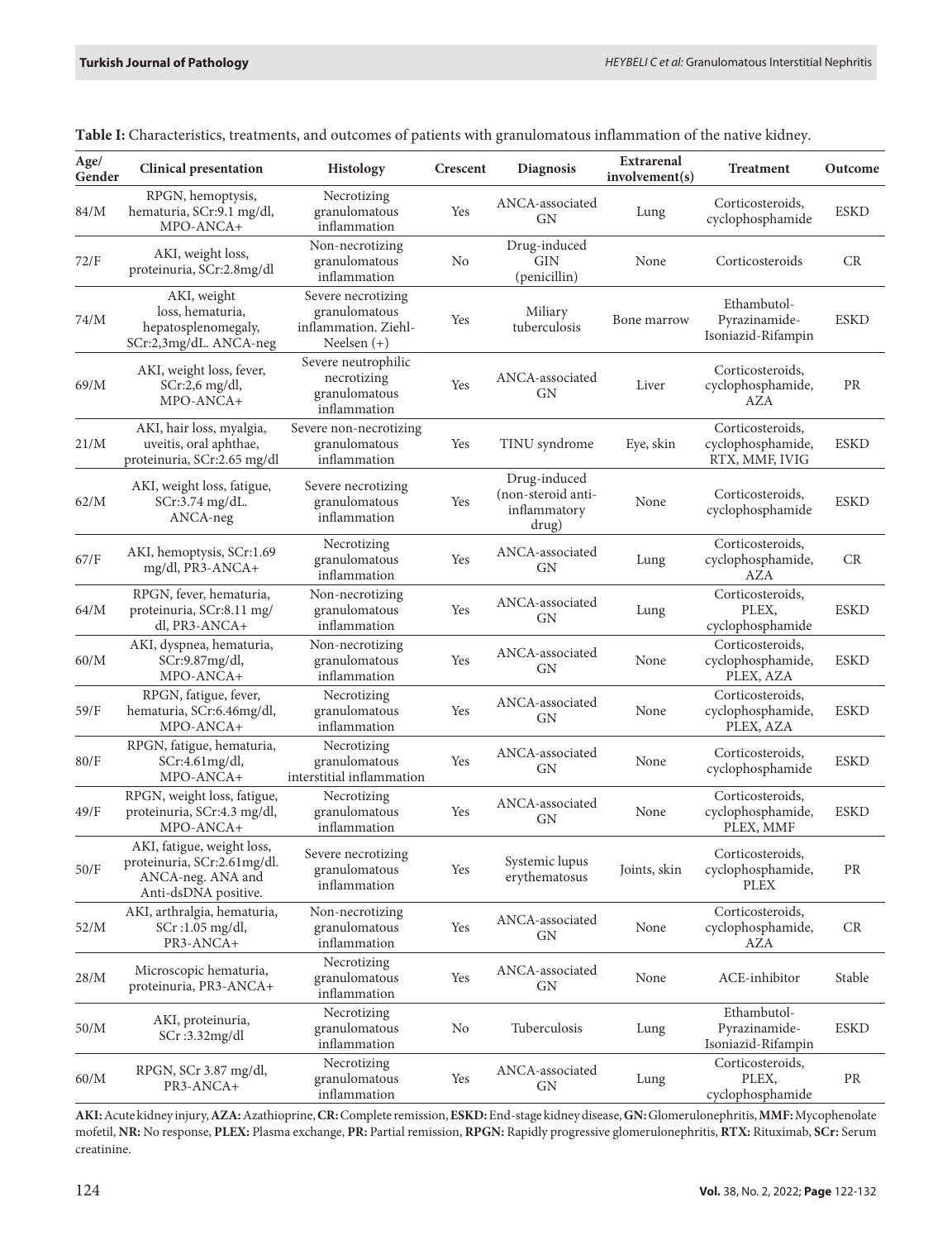**Table I:** Characteristics, treatments, and outcomes of patients with granulomatous inflammation of the native kidney.

| Age/ Gender | Clinical presentation | Histology | Crescent | Diagnosis | Extrarenal involvement(s) | Treatment | Outcome |
|---|---|---|---|---|---|---|---|
| 84/M | RPGN, hemoptysis, hematuria, SCr:9.1 mg/dl, MPO-ANCA+ | Necrotizing granulomatous inflammation | Yes | ANCA-associated GN | Lung | Corticosteroids, cyclophosphamide | ESKD |
| 72/F | AKI, weight loss, proteinuria, SCr:2.8mg/dl | Non-necrotizing granulomatous inflammation | No | Drug-induced GIN (penicillin) | None | Corticosteroids | CR |
| 74/M | AKI, weight loss, hematuria, hepatosplenomegaly, SCr:2,3mg/dL. ANCA-neg | Severe necrotizing granulomatous inflammation. Ziehl-Neelsen (+) | Yes | Miliary tuberculosis | Bone marrow | Ethambutol-Pyrazinamide-Isoniazid-Rifampin | ESKD |
| 69/M | AKI, weight loss, fever, SCr:2,6 mg/dl, MPO-ANCA+ | Severe neutrophilic necrotizing granulomatous inflammation | Yes | ANCA-associated GN | Liver | Corticosteroids, cyclophosphamide, AZA | PR |
| 21/M | AKI, hair loss, myalgia, uveitis, oral aphthae, proteinuria, SCr:2.65 mg/dl | Severe non-necrotizing granulomatous inflammation | Yes | TINU syndrome | Eye, skin | Corticosteroids, cyclophosphamide, RTX, MMF, IVIG | ESKD |
| 62/M | AKI, weight loss, fatigue, SCr:3.74 mg/dL. ANCA-neg | Severe necrotizing granulomatous inflammation | Yes | Drug-induced (non-steroid anti-inflammatory drug) | None | Corticosteroids, cyclophosphamide | ESKD |
| 67/F | AKI, hemoptysis, SCr:1.69 mg/dl, PR3-ANCA+ | Necrotizing granulomatous inflammation | Yes | ANCA-associated GN | Lung | Corticosteroids, cyclophosphamide, AZA | CR |
| 64/M | RPGN, fever, hematuria, proteinuria, SCr:8.11 mg/dl, PR3-ANCA+ | Non-necrotizing granulomatous inflammation | Yes | ANCA-associated GN | Lung | Corticosteroids, PLEX, cyclophosphamide | ESKD |
| 60/M | AKI, dyspnea, hematuria, SCr:9.87mg/dl, MPO-ANCA+ | Non-necrotizing granulomatous inflammation | Yes | ANCA-associated GN | None | Corticosteroids, cyclophosphamide, PLEX, AZA | ESKD |
| 59/F | RPGN, fatigue, fever, hematuria, SCr:6.46mg/dl, MPO-ANCA+ | Necrotizing granulomatous inflammation | Yes | ANCA-associated GN | None | Corticosteroids, cyclophosphamide, PLEX, AZA | ESKD |
| 80/F | RPGN, fatigue, hematuria, SCr:4.61mg/dl, MPO-ANCA+ | Necrotizing granulomatous interstitial inflammation | Yes | ANCA-associated GN | None | Corticosteroids, cyclophosphamide | ESKD |
| 49/F | RPGN, weight loss, fatigue, proteinuria, SCr:4.3 mg/dl, MPO-ANCA+ | Necrotizing granulomatous inflammation | Yes | ANCA-associated GN | None | Corticosteroids, cyclophosphamide, PLEX, MMF | ESKD |
| 50/F | AKI, fatigue, weight loss, proteinuria, SCr:2.61mg/dl. ANCA-neg. ANA and Anti-dsDNA positive. | Severe necrotizing granulomatous inflammation | Yes | Systemic lupus erythematosus | Joints, skin | Corticosteroids, cyclophosphamide, PLEX | PR |
| 52/M | AKI, arthralgia, hematuria, SCr :1.05 mg/dl, PR3-ANCA+ | Non-necrotizing granulomatous inflammation | Yes | ANCA-associated GN | None | Corticosteroids, cyclophosphamide, AZA | CR |
| 28/M | Microscopic hematuria, proteinuria, PR3-ANCA+ | Necrotizing granulomatous inflammation | Yes | ANCA-associated GN | None | ACE-inhibitor | Stable |
| 50/M | AKI, proteinuria, SCr :3.32mg/dl | Necrotizing granulomatous inflammation | No | Tuberculosis | Lung | Ethambutol-Pyrazinamide-Isoniazid-Rifampin | ESKD |
| 60/M | RPGN, SCr 3.87 mg/dl, PR3-ANCA+ | Necrotizing granulomatous inflammation | Yes | ANCA-associated GN | Lung | Corticosteroids, PLEX, cyclophosphamide | PR |

**AKI:** Acute kidney injury, **AZA:** Azathioprine, **CR:** Complete remission, **ESKD:** End-stage kidney disease, **GN:** Glomerulonephritis, **MMF:** Mycophenolate mofetil, **NR:** No response, **PLEX:** Plasma exchange, **PR:** Partial remission, **RPGN:** Rapidly progressive glomerulonephritis, **RTX:** Rituximab, **SCr:** Serum creatinine.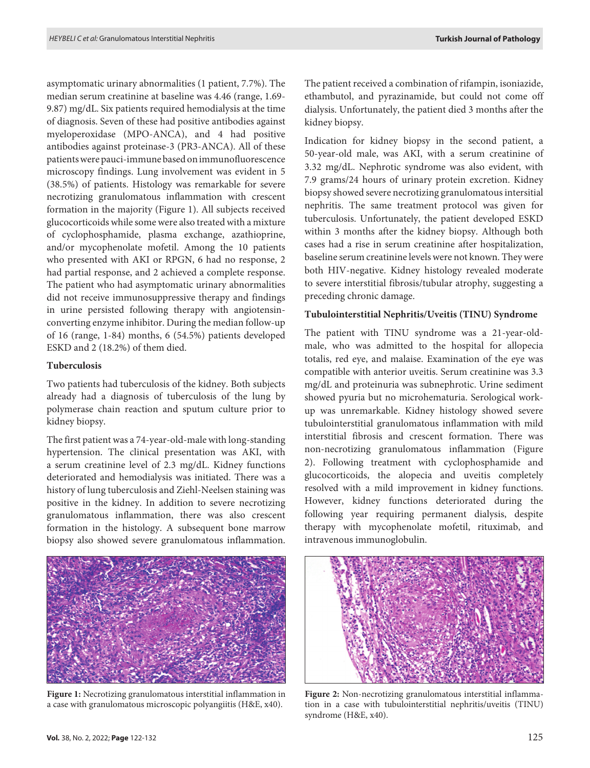asymptomatic urinary abnormalities (1 patient, 7.7%). The median serum creatinine at baseline was 4.46 (range, 1.69-9.87) mg/dL. Six patients required hemodialysis at the time of diagnosis. Seven of these had positive antibodies against myeloperoxidase (MPO-ANCA), and 4 had positive antibodies against proteinase-3 (PR3-ANCA). All of these patients were pauci-immune based on immunofluorescence microscopy findings. Lung involvement was evident in 5 (38.5%) of patients. Histology was remarkable for severe necrotizing granulomatous inflammation with crescent formation in the majority (Figure 1). All subjects received glucocorticoids while some were also treated with a mixture of cyclophosphamide, plasma exchange, azathioprine, and/or mycophenolate mofetil. Among the 10 patients who presented with AKI or RPGN, 6 had no response, 2 had partial response, and 2 achieved a complete response. The patient who had asymptomatic urinary abnormalities did not receive immunosuppressive therapy and findings in urine persisted following therapy with angiotensin-converting enzyme inhibitor. During the median follow-up of 16 (range, 1-84) months, 6 (54.5%) patients developed ESKD and 2 (18.2%) of them died.

#### Tuberculosis

Two patients had tuberculosis of the kidney. Both subjects already had a diagnosis of tuberculosis of the lung by polymerase chain reaction and sputum culture prior to kidney biopsy.

The first patient was a 74-year-old-male with long-standing hypertension. The clinical presentation was AKI, with a serum creatinine level of 2.3 mg/dL. Kidney functions deteriorated and hemodialysis was initiated. There was a history of lung tuberculosis and Ziehl-Neelsen staining was positive in the kidney. In addition to severe necrotizing granulomatous inflammation, there was also crescent formation in the histology. A subsequent bone marrow biopsy also showed severe granulomatous inflammation. The patient received a combination of rifampin, isoniazide, ethambutol, and pyrazinamide, but could not come off dialysis. Unfortunately, the patient died 3 months after the kidney biopsy.

Figure 1: Necrotizing granulomatous interstitial inflammation in a case with granulomatous microscopic polyangiitis (H&E, x40).

Indication for kidney biopsy in the second patient, a 50-year-old male, was AKI, with a serum creatinine of 3.32 mg/dL. Nephrotic syndrome was also evident, with 7.9 grams/24 hours of urinary protein excretion. Kidney biopsy showed severe necrotizing granulomatous intersitial nephritis. The same treatment protocol was given for tuberculosis. Unfortunately, the patient developed ESKD within 3 months after the kidney biopsy. Although both cases had a rise in serum creatinine after hospitalization, baseline serum creatinine levels were not known. They were both HIV-negative. Kidney histology revealed moderate to severe interstitial fibrosis/tubular atrophy, suggesting a preceding chronic damage.

#### Tubulointerstitial Nephritis/Uveitis (TINU) Syndrome

The patient with TINU syndrome was a 21-year-old-male, who was admitted to the hospital for allopecia totalis, red eye, and malaise. Examination of the eye was compatible with anterior uveitis. Serum creatinine was 3.3 mg/dL and proteinuria was subnephrotic. Urine sediment showed pyuria but no microhematuria. Serological work-up was unremarkable. Kidney histology showed severe tubulointerstitial granulomatous inflammation with mild interstitial fibrosis and crescent formation. There was non-necrotizing granulomatous inflammation (Figure 2). Following treatment with cyclophosphamide and glucocorticoids, the alopecia and uveitis completely resolved with a mild improvement in kidney functions. However, kidney functions deteriorated during the following year requiring permanent dialysis, despite therapy with mycophenolate mofetil, rituximab, and intravenous immunoglobulin.

Figure 2: Non-necrotizing granulomatous interstitial inflammation in a case with tubulointerstitial nephritis/uveitis (TINU) syndrome (H&E, x40).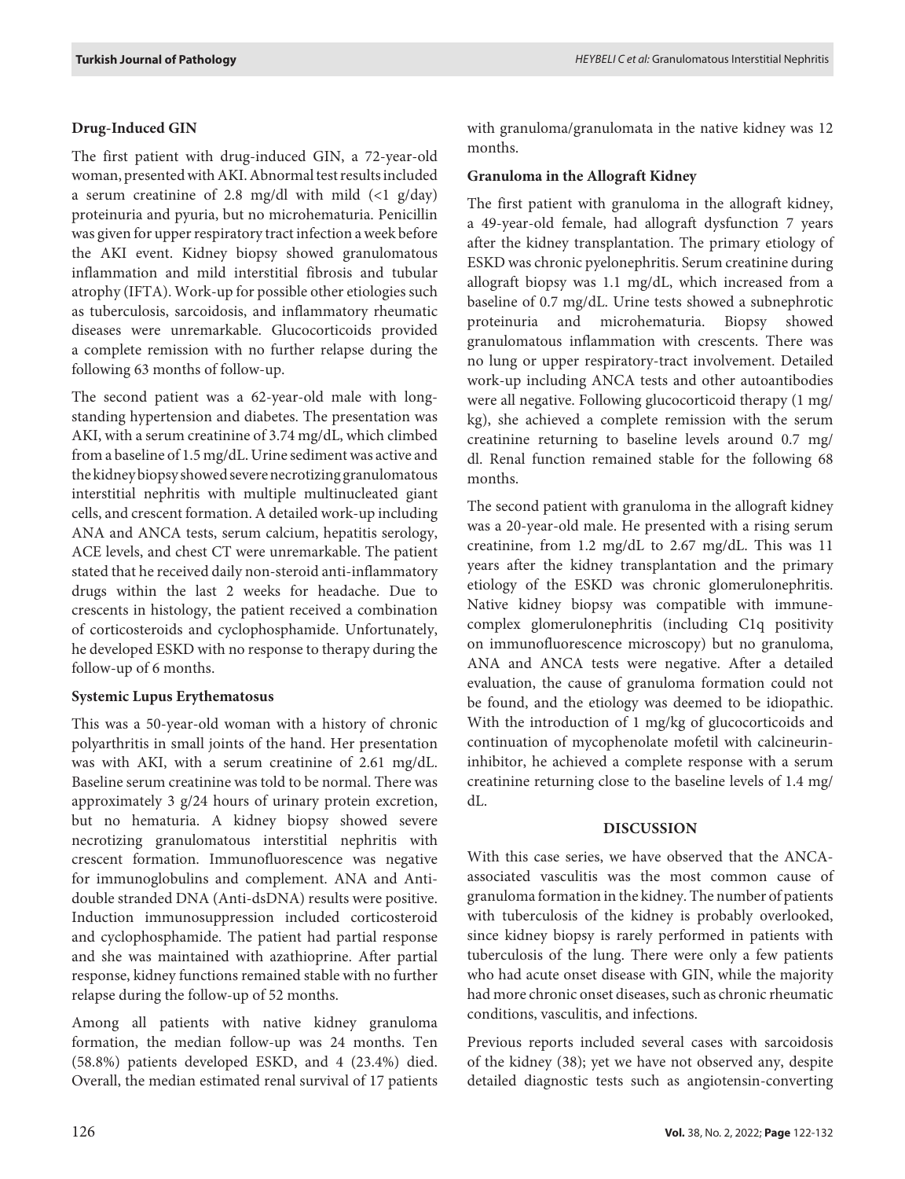### Drug-Induced GIN

The first patient with drug-induced GIN, a 72-year-old woman, presented with AKI. Abnormal test results included a serum creatinine of 2.8 mg/dl with mild (<1 g/day) proteinuria and pyuria, but no microhematuria. Penicillin was given for upper respiratory tract infection a week before the AKI event. Kidney biopsy showed granulomatous inflammation and mild interstitial fibrosis and tubular atrophy (IFTA). Work-up for possible other etiologies such as tuberculosis, sarcoidosis, and inflammatory rheumatic diseases were unremarkable. Glucocorticoids provided a complete remission with no further relapse during the following 63 months of follow-up.

The second patient was a 62-year-old male with long-standing hypertension and diabetes. The presentation was AKI, with a serum creatinine of 3.74 mg/dL, which climbed from a baseline of 1.5 mg/dL. Urine sediment was active and the kidney biopsy showed severe necrotizing granulomatous interstitial nephritis with multiple multinucleated giant cells, and crescent formation. A detailed work-up including ANA and ANCA tests, serum calcium, hepatitis serology, ACE levels, and chest CT were unremarkable. The patient stated that he received daily non-steroid anti-inflammatory drugs within the last 2 weeks for headache. Due to crescents in histology, the patient received a combination of corticosteroids and cyclophosphamide. Unfortunately, he developed ESKD with no response to therapy during the follow-up of 6 months.

### Systemic Lupus Erythematosus

This was a 50-year-old woman with a history of chronic polyarthritis in small joints of the hand. Her presentation was with AKI, with a serum creatinine of 2.61 mg/dL. Baseline serum creatinine was told to be normal. There was approximately 3 g/24 hours of urinary protein excretion, but no hematuria. A kidney biopsy showed severe necrotizing granulomatous interstitial nephritis with crescent formation. Immunofluorescence was negative for immunoglobulins and complement. ANA and Anti-double stranded DNA (Anti-dsDNA) results were positive. Induction immunosuppression included corticosteroid and cyclophosphamide. The patient had partial response and she was maintained with azathioprine. After partial response, kidney functions remained stable with no further relapse during the follow-up of 52 months.

Among all patients with native kidney granuloma formation, the median follow-up was 24 months. Ten (58.8%) patients developed ESKD, and 4 (23.4%) died. Overall, the median estimated renal survival of 17 patients with granuloma/granulomata in the native kidney was 12 months.

### Granuloma in the Allograft Kidney

The first patient with granuloma in the allograft kidney, a 49-year-old female, had allograft dysfunction 7 years after the kidney transplantation. The primary etiology of ESKD was chronic pyelonephritis. Serum creatinine during allograft biopsy was 1.1 mg/dL, which increased from a baseline of 0.7 mg/dL. Urine tests showed a subnephrotic proteinuria and microhematuria. Biopsy showed granulomatous inflammation with crescents. There was no lung or upper respiratory-tract involvement. Detailed work-up including ANCA tests and other autoantibodies were all negative. Following glucocorticoid therapy (1 mg/kg), she achieved a complete remission with the serum creatinine returning to baseline levels around 0.7 mg/dl. Renal function remained stable for the following 68 months.

The second patient with granuloma in the allograft kidney was a 20-year-old male. He presented with a rising serum creatinine, from 1.2 mg/dL to 2.67 mg/dL. This was 11 years after the kidney transplantation and the primary etiology of the ESKD was chronic glomerulonephritis. Native kidney biopsy was compatible with immune-complex glomerulonephritis (including C1q positivity on immunofluorescence microscopy) but no granuloma, ANA and ANCA tests were negative. After a detailed evaluation, the cause of granuloma formation could not be found, and the etiology was deemed to be idiopathic. With the introduction of 1 mg/kg of glucocorticoids and continuation of mycophenolate mofetil with calcineurin-inhibitor, he achieved a complete response with a serum creatinine returning close to the baseline levels of 1.4 mg/dL.

## DISCUSSION

With this case series, we have observed that the ANCA-associated vasculitis was the most common cause of granuloma formation in the kidney. The number of patients with tuberculosis of the kidney is probably overlooked, since kidney biopsy is rarely performed in patients with tuberculosis of the lung. There were only a few patients who had acute onset disease with GIN, while the majority had more chronic onset diseases, such as chronic rheumatic conditions, vasculitis, and infections.

Previous reports included several cases with sarcoidosis of the kidney (38); yet we have not observed any, despite detailed diagnostic tests such as angiotensin-converting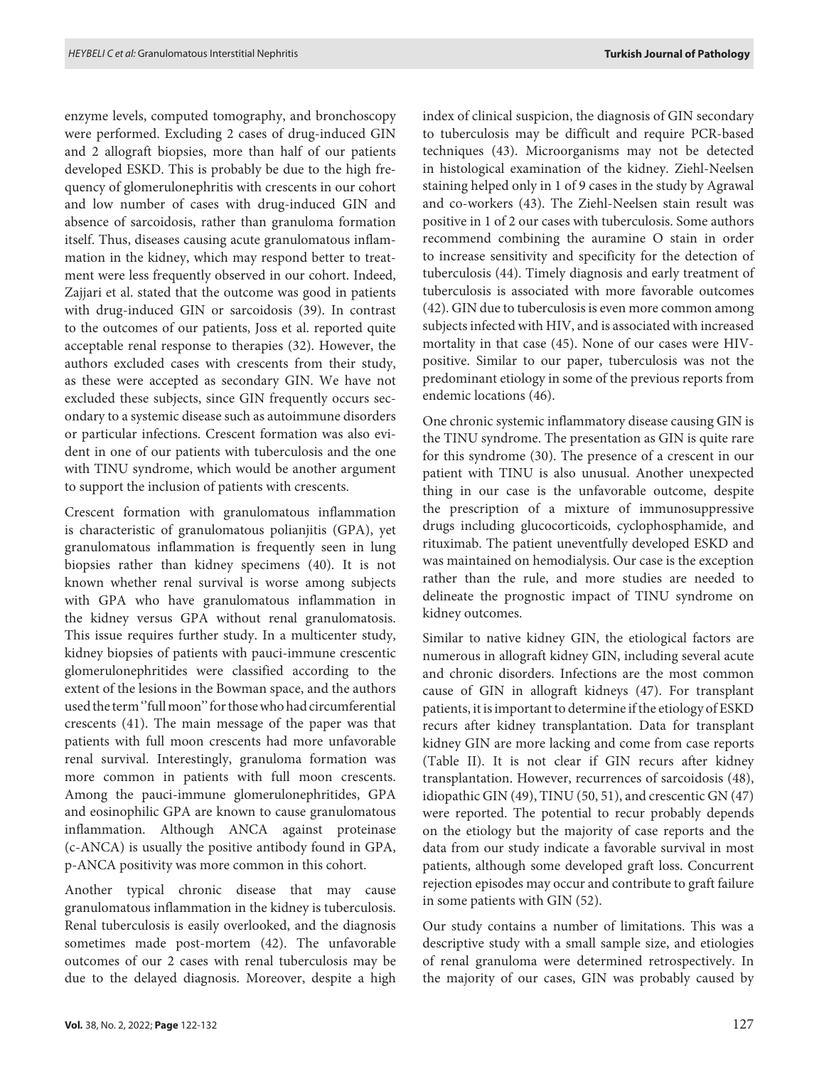enzyme levels, computed tomography, and bronchoscopy were performed. Excluding 2 cases of drug-induced GIN and 2 allograft biopsies, more than half of our patients developed ESKD. This is probably be due to the high frequency of glomerulonephritis with crescents in our cohort and low number of cases with drug-induced GIN and absence of sarcoidosis, rather than granuloma formation itself. Thus, diseases causing acute granulomatous inflammation in the kidney, which may respond better to treatment were less frequently observed in our cohort. Indeed, Zajjari et al. stated that the outcome was good in patients with drug-induced GIN or sarcoidosis (39). In contrast to the outcomes of our patients, Joss et al. reported quite acceptable renal response to therapies (32). However, the authors excluded cases with crescents from their study, as these were accepted as secondary GIN. We have not excluded these subjects, since GIN frequently occurs secondary to a systemic disease such as autoimmune disorders or particular infections. Crescent formation was also evident in one of our patients with tuberculosis and the one with TINU syndrome, which would be another argument to support the inclusion of patients with crescents.

Crescent formation with granulomatous inflammation is characteristic of granulomatous polianjitis (GPA), yet granulomatous inflammation is frequently seen in lung biopsies rather than kidney specimens (40). It is not known whether renal survival is worse among subjects with GPA who have granulomatous inflammation in the kidney versus GPA without renal granulomatosis. This issue requires further study. In a multicenter study, kidney biopsies of patients with pauci-immune crescentic glomerulonephritides were classified according to the extent of the lesions in the Bowman space, and the authors used the term ''full moon'' for those who had circumferential crescents (41). The main message of the paper was that patients with full moon crescents had more unfavorable renal survival. Interestingly, granuloma formation was more common in patients with full moon crescents. Among the pauci-immune glomerulonephritides, GPA and eosinophilic GPA are known to cause granulomatous inflammation. Although ANCA against proteinase (c-ANCA) is usually the positive antibody found in GPA, p-ANCA positivity was more common in this cohort.

Another typical chronic disease that may cause granulomatous inflammation in the kidney is tuberculosis. Renal tuberculosis is easily overlooked, and the diagnosis sometimes made post-mortem (42). The unfavorable outcomes of our 2 cases with renal tuberculosis may be due to the delayed diagnosis. Moreover, despite a high index of clinical suspicion, the diagnosis of GIN secondary to tuberculosis may be difficult and require PCR-based techniques (43). Microorganisms may not be detected in histological examination of the kidney. Ziehl-Neelsen staining helped only in 1 of 9 cases in the study by Agrawal and co-workers (43). The Ziehl-Neelsen stain result was positive in 1 of 2 our cases with tuberculosis. Some authors recommend combining the auramine O stain in order to increase sensitivity and specificity for the detection of tuberculosis (44). Timely diagnosis and early treatment of tuberculosis is associated with more favorable outcomes (42). GIN due to tuberculosis is even more common among subjects infected with HIV, and is associated with increased mortality in that case (45). None of our cases were HIV-positive. Similar to our paper, tuberculosis was not the predominant etiology in some of the previous reports from endemic locations (46).

One chronic systemic inflammatory disease causing GIN is the TINU syndrome. The presentation as GIN is quite rare for this syndrome (30). The presence of a crescent in our patient with TINU is also unusual. Another unexpected thing in our case is the unfavorable outcome, despite the prescription of a mixture of immunosuppressive drugs including glucocorticoids, cyclophosphamide, and rituximab. The patient uneventfully developed ESKD and was maintained on hemodialysis. Our case is the exception rather than the rule, and more studies are needed to delineate the prognostic impact of TINU syndrome on kidney outcomes.

Similar to native kidney GIN, the etiological factors are numerous in allograft kidney GIN, including several acute and chronic disorders. Infections are the most common cause of GIN in allograft kidneys (47). For transplant patients, it is important to determine if the etiology of ESKD recurs after kidney transplantation. Data for transplant kidney GIN are more lacking and come from case reports (Table II). It is not clear if GIN recurs after kidney transplantation. However, recurrences of sarcoidosis (48), idiopathic GIN (49), TINU (50, 51), and crescentic GN (47) were reported. The potential to recur probably depends on the etiology but the majority of case reports and the data from our study indicate a favorable survival in most patients, although some developed graft loss. Concurrent rejection episodes may occur and contribute to graft failure in some patients with GIN (52).

Our study contains a number of limitations. This was a descriptive study with a small sample size, and etiologies of renal granuloma were determined retrospectively. In the majority of our cases, GIN was probably caused by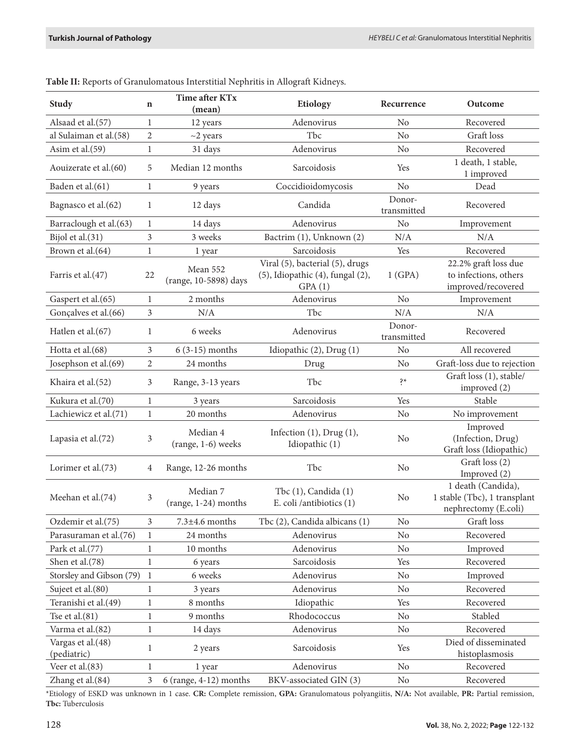**Table II:** Reports of Granulomatous Interstitial Nephritis in Allograft Kidneys.

| Study | n | Time after KTx (mean) | Etiology | Recurrence | Outcome |
|---|---|---|---|---|---|
| Alsaad et al.(57) | 1 | 12 years | Adenovirus | No | Recovered |
| al Sulaiman et al.(58) | 2 | ~2 years | Tbc | No | Graft loss |
| Asim et al.(59) | 1 | 31 days | Adenovirus | No | Recovered |
| Aouizerate et al.(60) | 5 | Median 12 months | Sarcoidosis | Yes | 1 death, 1 stable, 1 improved |
| Baden et al.(61) | 1 | 9 years | Coccidioidomycosis | No | Dead |
| Bagnasco et al.(62) | 1 | 12 days | Candida | Donor-transmitted | Recovered |
| Barraclough et al.(63) | 1 | 14 days | Adenovirus | No | Improvement |
| Bijol et al.(31) | 3 | 3 weeks | Bactrim (1), Unknown (2) | N/A | N/A |
| Brown et al.(64) | 1 | 1 year | Sarcoidosis | Yes | Recovered |
| Farris et al.(47) | 22 | Mean 552 (range, 10-5898) days | Viral (5), bacterial (5), drugs (5), Idiopathic (4), fungal (2), GPA (1) | 1 (GPA) | 22.2% graft loss due to infections, others improved/recovered |
| Gaspert et al.(65) | 1 | 2 months | Adenovirus | No | Improvement |
| Gonçalves et al.(66) | 3 | N/A | Tbc | N/A | N/A |
| Hatlen et al.(67) | 1 | 6 weeks | Adenovirus | Donor-transmitted | Recovered |
| Hotta et al.(68) | 3 | 6 (3-15) months | Idiopathic (2), Drug (1) | No | All recovered |
| Josephson et al.(69) | 2 | 24 months | Drug | No | Graft-loss due to rejection |
| Khaira et al.(52) | 3 | Range, 3-13 years | Tbc | ?* | Graft loss (1), stable/ improved (2) |
| Kukura et al.(70) | 1 | 3 years | Sarcoidosis | Yes | Stable |
| Lachiewicz et al.(71) | 1 | 20 months | Adenovirus | No | No improvement |
| Lapasia et al.(72) | 3 | Median 4 (range, 1-6) weeks | Infection (1), Drug (1), Idiopathic (1) | No | Improved (Infection, Drug) Graft loss (Idiopathic) |
| Lorimer et al.(73) | 4 | Range, 12-26 months | Tbc | No | Graft loss (2) Improved (2) |
| Meehan et al.(74) | 3 | Median 7 (range, 1-24) months | Tbc (1), Candida (1) E. coli /antibiotics (1) | No | 1 death (Candida), 1 stable (Tbc), 1 transplant nephrectomy (E.coli) |
| Ozdemir et al.(75) | 3 | 7.3±4.6 months | Tbc (2), Candida albicans (1) | No | Graft loss |
| Parasuraman et al.(76) | 1 | 24 months | Adenovirus | No | Recovered |
| Park et al.(77) | 1 | 10 months | Adenovirus | No | Improved |
| Shen et al.(78) | 1 | 6 years | Sarcoidosis | Yes | Recovered |
| Storsley and Gibson (79) | 1 | 6 weeks | Adenovirus | No | Improved |
| Sujeet et al.(80) | 1 | 3 years | Adenovirus | No | Recovered |
| Teranishi et al.(49) | 1 | 8 months | Idiopathic | Yes | Recovered |
| Tse et al.(81) | 1 | 9 months | Rhodococcus | No | Stabled |
| Varma et al.(82) | 1 | 14 days | Adenovirus | No | Recovered |
| Vargas et al.(48) (pediatric) | 1 | 2 years | Sarcoidosis | Yes | Died of disseminated histoplasmosis |
| Veer et al.(83) | 1 | 1 year | Adenovirus | No | Recovered |
| Zhang et al.(84) | 3 | 6 (range, 4-12) months | BKV-associated GIN (3) | No | Recovered |

*Etiology of ESKD was unknown in 1 case. **CR:** Complete remission, **GPA:** Granulomatous polyangiitis, **N/A:** Not available, **PR:** Partial remission, **Tbc:** Tuberculosis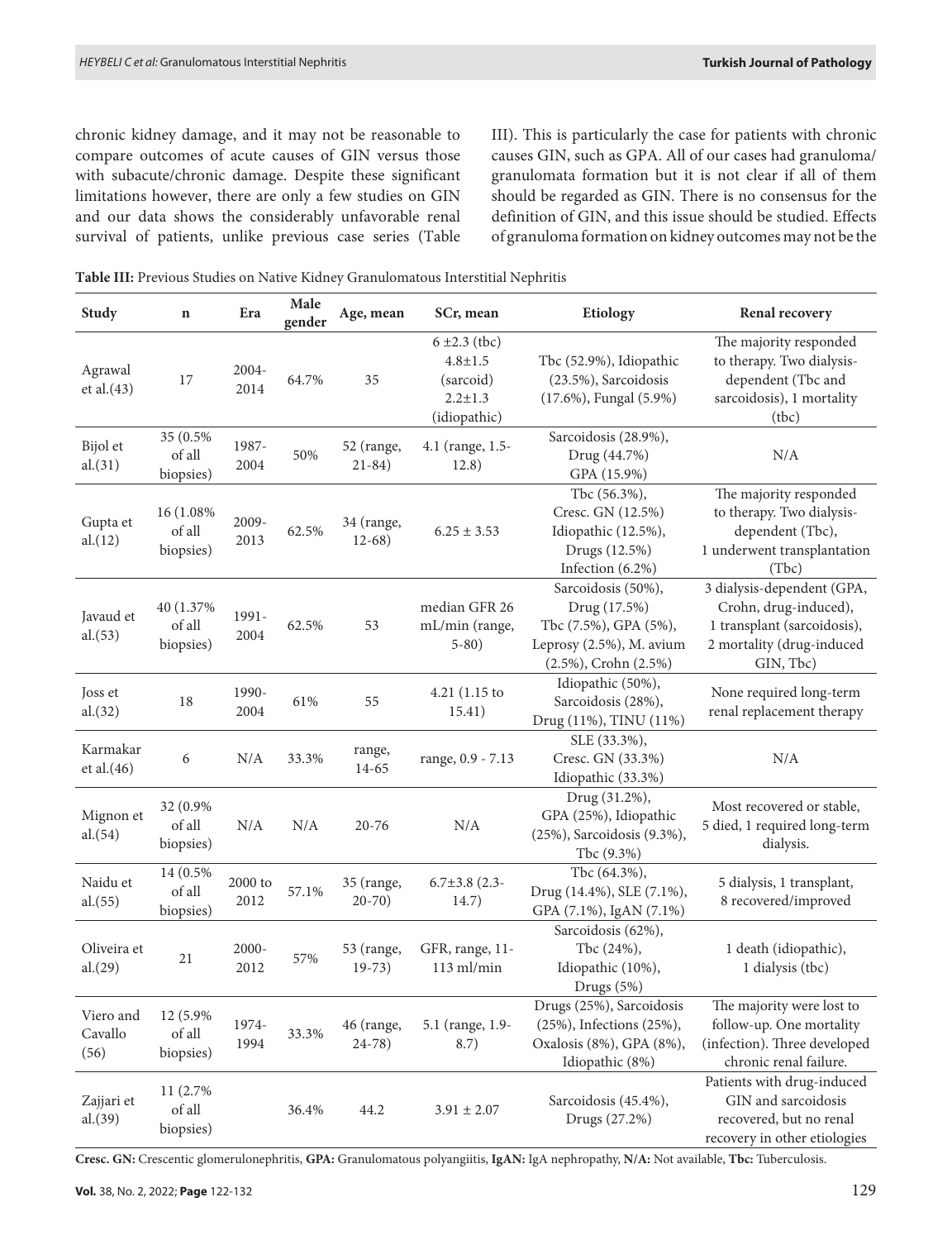chronic kidney damage, and it may not be reasonable to compare outcomes of acute causes of GIN versus those with subacute/chronic damage. Despite these significant limitations however, there are only a few studies on GIN and our data shows the considerably unfavorable renal survival of patients, unlike previous case series (Table III). This is particularly the case for patients with chronic causes GIN, such as GPA. All of our cases had granuloma/granulomata formation but it is not clear if all of them should be regarded as GIN. There is no consensus for the definition of GIN, and this issue should be studied. Effects of granuloma formation on kidney outcomes may not be the

**Table III:** Previous Studies on Native Kidney Granulomatous Interstitial Nephritis

| Study | n | Era | Male gender | Age, mean | SCr, mean | Etiology | Renal recovery |
|---|---|---|---|---|---|---|---|
| Agrawal et al.(43) | 17 | 2004-2014 | 64.7% | 35 | 6 ±2.3 (tbc) 4.8±1.5 (sarcoid) 2.2±1.3 (idiopathic) | Tbc (52.9%), Idiopathic (23.5%), Sarcoidosis (17.6%), Fungal (5.9%) | The majority responded to therapy. Two dialysis-dependent (Tbc and sarcoidosis), 1 mortality (tbc) |
| Bijol et al.(31) | 35 (0.5% of all biopsies) | 1987-2004 | 50% | 52 (range, 21-84) | 4.1 (range, 1.5-12.8) | Sarcoidosis (28.9%), Drug (44.7%) GPA (15.9%) | N/A |
| Gupta et al.(12) | 16 (1.08% of all biopsies) | 2009-2013 | 62.5% | 34 (range, 12-68) | 6.25 ± 3.53 | Tbc (56.3%), Cresc. GN (12.5%) Idiopathic (12.5%), Drugs (12.5%) Infection (6.2%) | The majority responded to therapy. Two dialysis-dependent (Tbc), 1 underwent transplantation (Tbc) |
| Javaud et al.(53) | 40 (1.37% of all biopsies) | 1991-2004 | 62.5% | 53 | median GFR 26 mL/min (range, 5-80) | Sarcoidosis (50%), Drug (17.5%) Tbc (7.5%), GPA (5%), Leprosy (2.5%), M. avium (2.5%), Crohn (2.5%) | 3 dialysis-dependent (GPA, Crohn, drug-induced), 1 transplant (sarcoidosis), 2 mortality (drug-induced GIN, Tbc) |
| Joss et al.(32) | 18 | 1990-2004 | 61% | 55 | 4.21 (1.15 to 15.41) | Idiopathic (50%), Sarcoidosis (28%), Drug (11%), TINU (11%) | None required long-term renal replacement therapy |
| Karmakar et al.(46) | 6 | N/A | 33.3% | range, 14-65 | range, 0.9 - 7.13 | SLE (33.3%), Cresc. GN (33.3%) Idiopathic (33.3%) | N/A |
| Mignon et al.(54) | 32 (0.9% of all biopsies) | N/A | N/A | 20-76 | N/A | Drug (31.2%), GPA (25%), Idiopathic (25%), Sarcoidosis (9.3%), Tbc (9.3%) | Most recovered or stable, 5 died, 1 required long-term dialysis. |
| Naidu et al.(55) | 14 (0.5% of all biopsies) | 2000 to 2012 | 57.1% | 35 (range, 20-70) | 6.7±3.8 (2.3-14.7) | Tbc (64.3%), Drug (14.4%), SLE (7.1%), GPA (7.1%), IgAN (7.1%) | 5 dialysis, 1 transplant, 8 recovered/improved |
| Oliveira et al.(29) | 21 | 2000-2012 | 57% | 53 (range, 19-73) | GFR, range, 11-113 ml/min | Sarcoidosis (62%), Tbc (24%), Idiopathic (10%), Drugs (5%) | 1 death (idiopathic), 1 dialysis (tbc) |
| Viero and Cavallo (56) | 12 (5.9% of all biopsies) | 1974-1994 | 33.3% | 46 (range, 24-78) | 5.1 (range, 1.9-8.7) | Drugs (25%), Sarcoidosis (25%), Infections (25%), Oxalosis (8%), GPA (8%), Idiopathic (8%) | The majority were lost to follow-up. One mortality (infection). Three developed chronic renal failure. |
| Zajjari et al.(39) | 11 (2.7% of all biopsies) | | 36.4% | 44.2 | 3.91 ± 2.07 | Sarcoidosis (45.4%), Drugs (27.2%) | Patients with drug-induced GIN and sarcoidosis recovered, but no renal recovery in other etiologies |

**Cresc. GN:** Crescentic glomerulonephritis, **GPA:** Granulomatous polyangiitis, **IgAN:** IgA nephropathy, **N/A:** Not available, **Tbc:** Tuberculosis.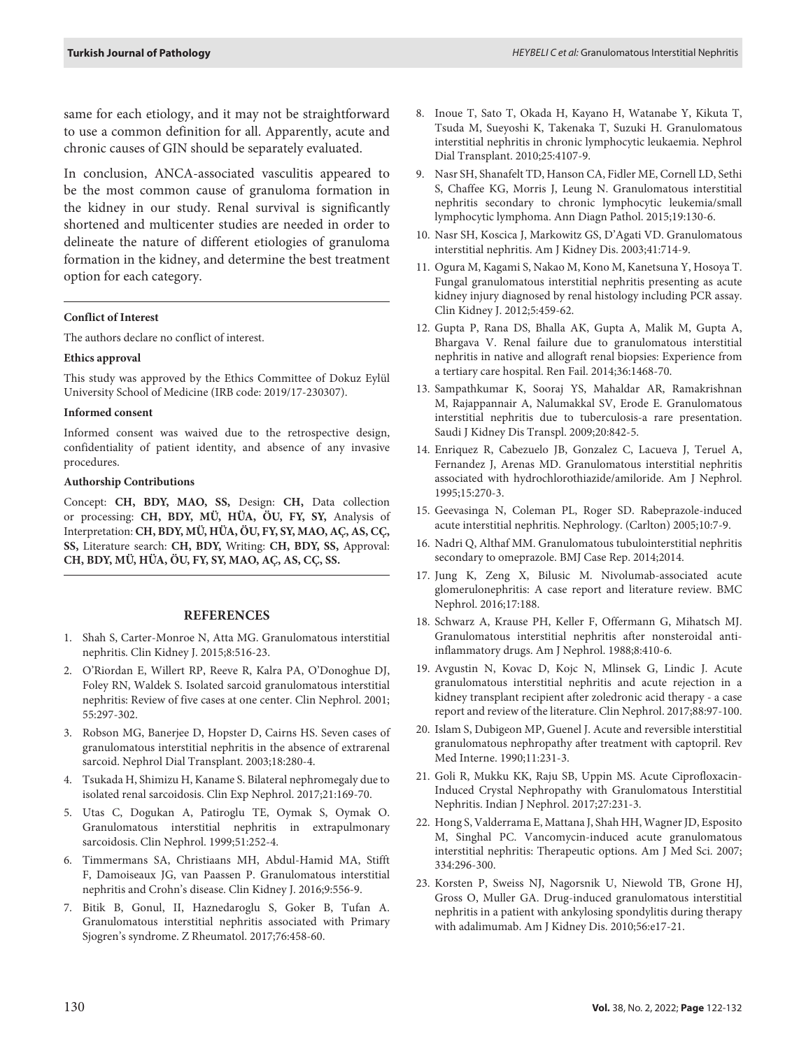same for each etiology, and it may not be straightforward to use a common definition for all. Apparently, acute and chronic causes of GIN should be separately evaluated.

In conclusion, ANCA-associated vasculitis appeared to be the most common cause of granuloma formation in the kidney in our study. Renal survival is significantly shortened and multicenter studies are needed in order to delineate the nature of different etiologies of granuloma formation in the kidney, and determine the best treatment option for each category.

**Conflict of Interest**

The authors declare no conflict of interest.

**Ethics approval**

This study was approved by the Ethics Committee of Dokuz Eylül University School of Medicine (IRB code: 2019/17-230307).

**Informed consent**

Informed consent was waived due to the retrospective design, confidentiality of patient identity, and absence of any invasive procedures.

**Authorship Contributions**

Concept: **CH, BDY, MAO, SS,** Design: **CH,** Data collection or processing: **CH, BDY, MÜ, HÜA, ÖU, FY, SY,** Analysis of Interpretation: **CH, BDY, MÜ, HÜA, ÖU, FY, SY, MAO, AÇ, AS, CÇ, SS,** Literature search: **CH, BDY,** Writing: **CH, BDY, SS,** Approval: **CH, BDY, MÜ, HÜA, ÖU, FY, SY, MAO, AÇ, AS, CÇ, SS.**

## REFERENCES

1. Shah S, Carter-Monroe N, Atta MG. Granulomatous interstitial nephritis. Clin Kidney J. 2015;8:516-23.
2. O'Riordan E, Willert RP, Reeve R, Kalra PA, O'Donoghue DJ, Foley RN, Waldek S. Isolated sarcoid granulomatous interstitial nephritis: Review of five cases at one center. Clin Nephrol. 2001; 55:297-302.
3. Robson MG, Banerjee D, Hopster D, Cairns HS. Seven cases of granulomatous interstitial nephritis in the absence of extrarenal sarcoid. Nephrol Dial Transplant. 2003;18:280-4.
4. Tsukada H, Shimizu H, Kaname S. Bilateral nephromegaly due to isolated renal sarcoidosis. Clin Exp Nephrol. 2017;21:169-70.
5. Utas C, Dogukan A, Patiroglu TE, Oymak S, Oymak O. Granulomatous interstitial nephritis in extrapulmonary sarcoidosis. Clin Nephrol. 1999;51:252-4.
6. Timmermans SA, Christiaans MH, Abdul-Hamid MA, Stifft F, Damoiseaux JG, van Paassen P. Granulomatous interstitial nephritis and Crohn's disease. Clin Kidney J. 2016;9:556-9.
7. Bitik B, Gonul, II, Haznedaroglu S, Goker B, Tufan A. Granulomatous interstitial nephritis associated with Primary Sjogren's syndrome. Z Rheumatol. 2017;76:458-60.
8. Inoue T, Sato T, Okada H, Kayano H, Watanabe Y, Kikuta T, Tsuda M, Sueyoshi K, Takenaka T, Suzuki H. Granulomatous interstitial nephritis in chronic lymphocytic leukaemia. Nephrol Dial Transplant. 2010;25:4107-9.
9. Nasr SH, Shanafelt TD, Hanson CA, Fidler ME, Cornell LD, Sethi S, Chaffee KG, Morris J, Leung N. Granulomatous interstitial nephritis secondary to chronic lymphocytic leukemia/small lymphocytic lymphoma. Ann Diagn Pathol. 2015;19:130-6.
10. Nasr SH, Koscica J, Markowitz GS, D'Agati VD. Granulomatous interstitial nephritis. Am J Kidney Dis. 2003;41:714-9.
11. Ogura M, Kagami S, Nakao M, Kono M, Kanetsuna Y, Hosoya T. Fungal granulomatous interstitial nephritis presenting as acute kidney injury diagnosed by renal histology including PCR assay. Clin Kidney J. 2012;5:459-62.
12. Gupta P, Rana DS, Bhalla AK, Gupta A, Malik M, Gupta A, Bhargava V. Renal failure due to granulomatous interstitial nephritis in native and allograft renal biopsies: Experience from a tertiary care hospital. Ren Fail. 2014;36:1468-70.
13. Sampathkumar K, Sooraj YS, Mahaldar AR, Ramakrishnan M, Rajappannair A, Nalumakkal SV, Erode E. Granulomatous interstitial nephritis due to tuberculosis-a rare presentation. Saudi J Kidney Dis Transpl. 2009;20:842-5.
14. Enriquez R, Cabezuelo JB, Gonzalez C, Lacueva J, Teruel A, Fernandez J, Arenas MD. Granulomatous interstitial nephritis associated with hydrochlorothiazide/amiloride. Am J Nephrol. 1995;15:270-3.
15. Geevasinga N, Coleman PL, Roger SD. Rabeprazole-induced acute interstitial nephritis. Nephrology. (Carlton) 2005;10:7-9.
16. Nadri Q, Althaf MM. Granulomatous tubulointerstitial nephritis secondary to omeprazole. BMJ Case Rep. 2014;2014.
17. Jung K, Zeng X, Bilusic M. Nivolumab-associated acute glomerulonephritis: A case report and literature review. BMC Nephrol. 2016;17:188.
18. Schwarz A, Krause PH, Keller F, Offermann G, Mihatsch MJ. Granulomatous interstitial nephritis after nonsteroidal anti-inflammatory drugs. Am J Nephrol. 1988;8:410-6.
19. Avgustin N, Kovac D, Kojc N, Mlinsek G, Lindic J. Acute granulomatous interstitial nephritis and acute rejection in a kidney transplant recipient after zoledronic acid therapy - a case report and review of the literature. Clin Nephrol. 2017;88:97-100.
20. Islam S, Dubigeon MP, Guenel J. Acute and reversible interstitial granulomatous nephropathy after treatment with captopril. Rev Med Interne. 1990;11:231-3.
21. Goli R, Mukku KK, Raju SB, Uppin MS. Acute Ciprofloxacin-Induced Crystal Nephropathy with Granulomatous Interstitial Nephritis. Indian J Nephrol. 2017;27:231-3.
22. Hong S, Valderrama E, Mattana J, Shah HH, Wagner JD, Esposito M, Singhal PC. Vancomycin-induced acute granulomatous interstitial nephritis: Therapeutic options. Am J Med Sci. 2007; 334:296-300.
23. Korsten P, Sweiss NJ, Nagorsnik U, Niewold TB, Grone HJ, Gross O, Muller GA. Drug-induced granulomatous interstitial nephritis in a patient with ankylosing spondylitis during therapy with adalimumab. Am J Kidney Dis. 2010;56:e17-21.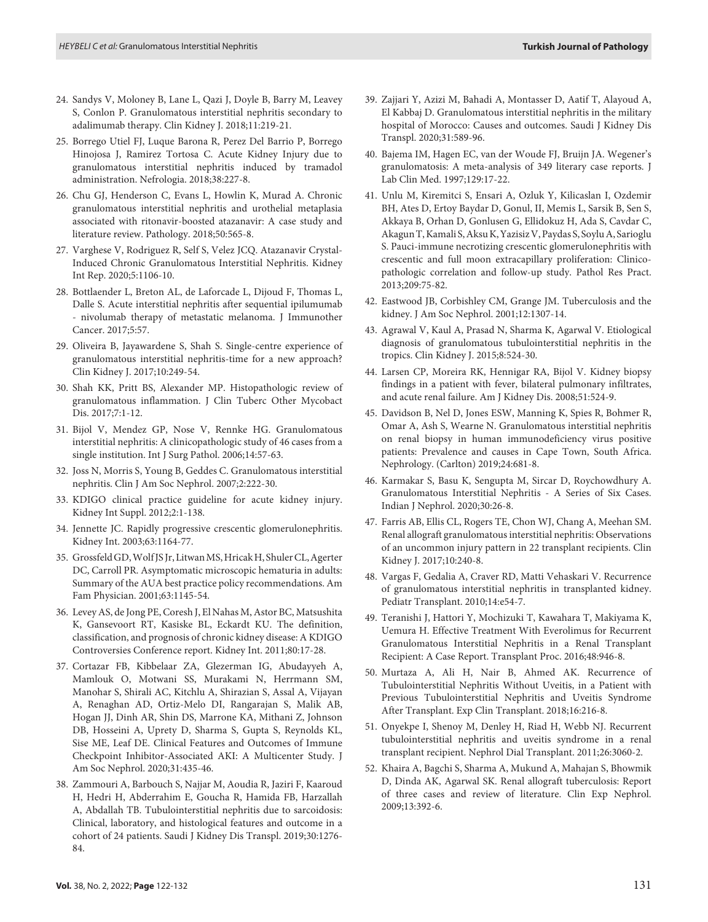24. Sandys V, Moloney B, Lane L, Qazi J, Doyle B, Barry M, Leavey S, Conlon P. Granulomatous interstitial nephritis secondary to adalimumab therapy. Clin Kidney J. 2018;11:219-21.
25. Borrego Utiel FJ, Luque Barona R, Perez Del Barrio P, Borrego Hinojosa J, Ramirez Tortosa C. Acute Kidney Injury due to granulomatous interstitial nephritis induced by tramadol administration. Nefrologia. 2018;38:227-8.
26. Chu GJ, Henderson C, Evans L, Howlin K, Murad A. Chronic granulomatous interstitial nephritis and urothelial metaplasia associated with ritonavir-boosted atazanavir: A case study and literature review. Pathology. 2018;50:565-8.
27. Varghese V, Rodriguez R, Self S, Velez JCQ. Atazanavir Crystal-Induced Chronic Granulomatous Interstitial Nephritis. Kidney Int Rep. 2020;5:1106-10.
28. Bottlaender L, Breton AL, de Laforcade L, Dijoud F, Thomas L, Dalle S. Acute interstitial nephritis after sequential ipilumumab - nivolumab therapy of metastatic melanoma. J Immunother Cancer. 2017;5:57.
29. Oliveira B, Jayawardene S, Shah S. Single-centre experience of granulomatous interstitial nephritis-time for a new approach? Clin Kidney J. 2017;10:249-54.
30. Shah KK, Pritt BS, Alexander MP. Histopathologic review of granulomatous inflammation. J Clin Tuberc Other Mycobact Dis. 2017;7:1-12.
31. Bijol V, Mendez GP, Nose V, Rennke HG. Granulomatous interstitial nephritis: A clinicopathologic study of 46 cases from a single institution. Int J Surg Pathol. 2006;14:57-63.
32. Joss N, Morris S, Young B, Geddes C. Granulomatous interstitial nephritis. Clin J Am Soc Nephrol. 2007;2:222-30.
33. KDIGO clinical practice guideline for acute kidney injury. Kidney Int Suppl. 2012;2:1-138.
34. Jennette JC. Rapidly progressive crescentic glomerulonephritis. Kidney Int. 2003;63:1164-77.
35. Grossfeld GD, Wolf JS Jr, Litwan MS, Hricak H, Shuler CL, Agerter DC, Carroll PR. Asymptomatic microscopic hematuria in adults: Summary of the AUA best practice policy recommendations. Am Fam Physician. 2001;63:1145-54.
36. Levey AS, de Jong PE, Coresh J, El Nahas M, Astor BC, Matsushita K, Gansevoort RT, Kasiske BL, Eckardt KU. The definition, classification, and prognosis of chronic kidney disease: A KDIGO Controversies Conference report. Kidney Int. 2011;80:17-28.
37. Cortazar FB, Kibbelaar ZA, Glezerman IG, Abudayyeh A, Mamlouk O, Motwani SS, Murakami N, Herrmann SM, Manohar S, Shirali AC, Kitchlu A, Shirazian S, Assal A, Vijayan A, Renaghan AD, Ortiz-Melo DI, Rangarajan S, Malik AB, Hogan JJ, Dinh AR, Shin DS, Marrone KA, Mithani Z, Johnson DB, Hosseini A, Uprety D, Sharma S, Gupta S, Reynolds KL, Sise ME, Leaf DE. Clinical Features and Outcomes of Immune Checkpoint Inhibitor-Associated AKI: A Multicenter Study. J Am Soc Nephrol. 2020;31:435-46.
38. Zammouri A, Barbouch S, Najjar M, Aoudia R, Jaziri F, Kaaroud H, Hedri H, Abderrahim E, Goucha R, Hamida FB, Harzallah A, Abdallah TB. Tubulointerstitial nephritis due to sarcoidosis: Clinical, laboratory, and histological features and outcome in a cohort of 24 patients. Saudi J Kidney Dis Transpl. 2019;30:1276-84.
39. Zajjari Y, Azizi M, Bahadi A, Montasser D, Aatif T, Alayoud A, El Kabbaj D. Granulomatous interstitial nephritis in the military hospital of Morocco: Causes and outcomes. Saudi J Kidney Dis Transpl. 2020;31:589-96.
40. Bajema IM, Hagen EC, van der Woude FJ, Bruijn JA. Wegener's granulomatosis: A meta-analysis of 349 literary case reports. J Lab Clin Med. 1997;129:17-22.
41. Unlu M, Kiremitci S, Ensari A, Ozluk Y, Kilicaslan I, Ozdemir BH, Ates D, Ertoy Baydar D, Gonul, II, Memis L, Sarsik B, Sen S, Akkaya B, Orhan D, Gonlusen G, Ellidokuz H, Ada S, Cavdar C, Akagun T, Kamali S, Aksu K, Yazisiz V, Paydas S, Soylu A, Sarioglu S. Pauci-immune necrotizing crescentic glomerulonephritis with crescentic and full moon extracapillary proliferation: Clinico-pathologic correlation and follow-up study. Pathol Res Pract. 2013;209:75-82.
42. Eastwood JB, Corbishley CM, Grange JM. Tuberculosis and the kidney. J Am Soc Nephrol. 2001;12:1307-14.
43. Agrawal V, Kaul A, Prasad N, Sharma K, Agarwal V. Etiological diagnosis of granulomatous tubulointerstitial nephritis in the tropics. Clin Kidney J. 2015;8:524-30.
44. Larsen CP, Moreira RK, Hennigar RA, Bijol V. Kidney biopsy findings in a patient with fever, bilateral pulmonary infiltrates, and acute renal failure. Am J Kidney Dis. 2008;51:524-9.
45. Davidson B, Nel D, Jones ESW, Manning K, Spies R, Bohmer R, Omar A, Ash S, Wearne N. Granulomatous interstitial nephritis on renal biopsy in human immunodeficiency virus positive patients: Prevalence and causes in Cape Town, South Africa. Nephrology. (Carlton) 2019;24:681-8.
46. Karmakar S, Basu K, Sengupta M, Sircar D, Roychowdhury A. Granulomatous Interstitial Nephritis - A Series of Six Cases. Indian J Nephrol. 2020;30:26-8.
47. Farris AB, Ellis CL, Rogers TE, Chon WJ, Chang A, Meehan SM. Renal allograft granulomatous interstitial nephritis: Observations of an uncommon injury pattern in 22 transplant recipients. Clin Kidney J. 2017;10:240-8.
48. Vargas F, Gedalia A, Craver RD, Matti Vehaskari V. Recurrence of granulomatous interstitial nephritis in transplanted kidney. Pediatr Transplant. 2010;14:e54-7.
49. Teranishi J, Hattori Y, Mochizuki T, Kawahara T, Makiyama K, Uemura H. Effective Treatment With Everolimus for Recurrent Granulomatous Interstitial Nephritis in a Renal Transplant Recipient: A Case Report. Transplant Proc. 2016;48:946-8.
50. Murtaza A, Ali H, Nair B, Ahmed AK. Recurrence of Tubulointerstitial Nephritis Without Uveitis, in a Patient with Previous Tubulointerstitial Nephritis and Uveitis Syndrome After Transplant. Exp Clin Transplant. 2018;16:216-8.
51. Onyekpe I, Shenoy M, Denley H, Riad H, Webb NJ. Recurrent tubulointerstitial nephritis and uveitis syndrome in a renal transplant recipient. Nephrol Dial Transplant. 2011;26:3060-2.
52. Khaira A, Bagchi S, Sharma A, Mukund A, Mahajan S, Bhowmik D, Dinda AK, Agarwal SK. Renal allograft tuberculosis: Report of three cases and review of literature. Clin Exp Nephrol. 2009;13:392-6.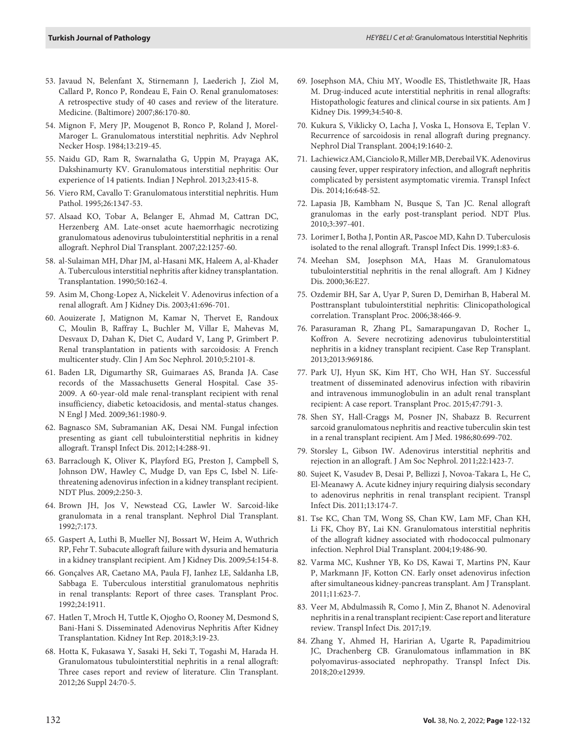53. Javaud N, Belenfant X, Stirnemann J, Laederich J, Ziol M, Callard P, Ronco P, Rondeau E, Fain O. Renal granulomatoses: A retrospective study of 40 cases and review of the literature. Medicine. (Baltimore) 2007;86:170-80.

54. Mignon F, Mery JP, Mougenot B, Ronco P, Roland J, Morel-Maroger L. Granulomatous interstitial nephritis. Adv Nephrol Necker Hosp. 1984;13:219-45.

55. Naidu GD, Ram R, Swarnalatha G, Uppin M, Prayaga AK, Dakshinamurty KV. Granulomatous interstitial nephritis: Our experience of 14 patients. Indian J Nephrol. 2013;23:415-8.

56. Viero RM, Cavallo T: Granulomatous interstitial nephritis. Hum Pathol. 1995;26:1347-53.

57. Alsaad KO, Tobar A, Belanger E, Ahmad M, Cattran DC, Herzenberg AM. Late-onset acute haemorrhagic necrotizing granulomatous adenovirus tubulointerstitial nephritis in a renal allograft. Nephrol Dial Transplant. 2007;22:1257-60.

58. al-Sulaiman MH, Dhar JM, al-Hasani MK, Haleem A, al-Khader A. Tuberculous interstitial nephritis after kidney transplantation. Transplantation. 1990;50:162-4.

59. Asim M, Chong-Lopez A, Nickeleit V. Adenovirus infection of a renal allograft. Am J Kidney Dis. 2003;41:696-701.

60. Aouizerate J, Matignon M, Kamar N, Thervet E, Randoux C, Moulin B, Raffray L, Buchler M, Villar E, Mahevas M, Desvaux D, Dahan K, Diet C, Audard V, Lang P, Grimbert P. Renal transplantation in patients with sarcoidosis: A French multicenter study. Clin J Am Soc Nephrol. 2010;5:2101-8.

61. Baden LR, Digumarthy SR, Guimaraes AS, Branda JA. Case records of the Massachusetts General Hospital. Case 35-2009. A 60-year-old male renal-transplant recipient with renal insufficiency, diabetic ketoacidosis, and mental-status changes. N Engl J Med. 2009;361:1980-9.

62. Bagnasco SM, Subramanian AK, Desai NM. Fungal infection presenting as giant cell tubulointerstitial nephritis in kidney allograft. Transpl Infect Dis. 2012;14:288-91.

63. Barraclough K, Oliver K, Playford EG, Preston J, Campbell S, Johnson DW, Hawley C, Mudge D, van Eps C, Isbel N. Life-threatening adenovirus infection in a kidney transplant recipient. NDT Plus. 2009;2:250-3.

64. Brown JH, Jos V, Newstead CG, Lawler W. Sarcoid-like granulomata in a renal transplant. Nephrol Dial Transplant. 1992;7:173.

65. Gaspert A, Luthi B, Mueller NJ, Bossart W, Heim A, Wuthrich RP, Fehr T. Subacute allograft failure with dysuria and hematuria in a kidney transplant recipient. Am J Kidney Dis. 2009;54:154-8.

66. Gonçalves AR, Caetano MA, Paula FJ, Ianhez LE, Saldanha LB, Sabbaga E. Tuberculous interstitial granulomatous nephritis in renal transplants: Report of three cases. Transplant Proc. 1992;24:1911.

67. Hatlen T, Mroch H, Tuttle K, Ojogho O, Rooney M, Desmond S, Bani-Hani S. Disseminated Adenovirus Nephritis After Kidney Transplantation. Kidney Int Rep. 2018;3:19-23.

68. Hotta K, Fukasawa Y, Sasaki H, Seki T, Togashi M, Harada H. Granulomatous tubulointerstitial nephritis in a renal allograft: Three cases report and review of literature. Clin Transplant. 2012;26 Suppl 24:70-5.

69. Josephson MA, Chiu MY, Woodle ES, Thistlethwaite JR, Haas M. Drug-induced acute interstitial nephritis in renal allografts: Histopathologic features and clinical course in six patients. Am J Kidney Dis. 1999;34:540-8.

70. Kukura S, Viklicky O, Lacha J, Voska L, Honsova E, Teplan V. Recurrence of sarcoidosis in renal allograft during pregnancy. Nephrol Dial Transplant. 2004;19:1640-2.

71. Lachiewicz AM, Cianciolo R, Miller MB, Derebail VK. Adenovirus causing fever, upper respiratory infection, and allograft nephritis complicated by persistent asymptomatic viremia. Transpl Infect Dis. 2014;16:648-52.

72. Lapasia JB, Kambham N, Busque S, Tan JC. Renal allograft granulomas in the early post-transplant period. NDT Plus. 2010;3:397-401.

73. Lorimer I, Botha J, Pontin AR, Pascoe MD, Kahn D. Tuberculosis isolated to the renal allograft. Transpl Infect Dis. 1999;1:83-6.

74. Meehan SM, Josephson MA, Haas M. Granulomatous tubulointerstitial nephritis in the renal allograft. Am J Kidney Dis. 2000;36:E27.

75. Ozdemir BH, Sar A, Uyar P, Suren D, Demirhan B, Haberal M. Posttransplant tubulointerstitial nephritis: Clinicopathological correlation. Transplant Proc. 2006;38:466-9.

76. Parasuraman R, Zhang PL, Samarapungavan D, Rocher L, Koffron A. Severe necrotizing adenovirus tubulointerstitial nephritis in a kidney transplant recipient. Case Rep Transplant. 2013;2013:969186.

77. Park UJ, Hyun SK, Kim HT, Cho WH, Han SY. Successful treatment of disseminated adenovirus infection with ribavirin and intravenous immunoglobulin in an adult renal transplant recipient: A case report. Transplant Proc. 2015;47:791-3.

78. Shen SY, Hall-Craggs M, Posner JN, Shabazz B. Recurrent sarcoid granulomatous nephritis and reactive tuberculin skin test in a renal transplant recipient. Am J Med. 1986;80:699-702.

79. Storsley L, Gibson IW. Adenovirus interstitial nephritis and rejection in an allograft. J Am Soc Nephrol. 2011;22:1423-7.

80. Sujeet K, Vasudev B, Desai P, Bellizzi J, Novoa-Takara L, He C, El-Meanawy A. Acute kidney injury requiring dialysis secondary to adenovirus nephritis in renal transplant recipient. Transpl Infect Dis. 2011;13:174-7.

81. Tse KC, Chan TM, Wong SS, Chan KW, Lam MF, Chan KH, Li FK, Choy BY, Lai KN. Granulomatous interstitial nephritis of the allograft kidney associated with rhodococcal pulmonary infection. Nephrol Dial Transplant. 2004;19:486-90.

82. Varma MC, Kushner YB, Ko DS, Kawai T, Martins PN, Kaur P, Markmann JF, Kotton CN. Early onset adenovirus infection after simultaneous kidney-pancreas transplant. Am J Transplant. 2011;11:623-7.

83. Veer M, Abdulmassih R, Como J, Min Z, Bhanot N. Adenoviral nephritis in a renal transplant recipient: Case report and literature review. Transpl Infect Dis. 2017;19.

84. Zhang Y, Ahmed H, Haririan A, Ugarte R, Papadimitriou JC, Drachenberg CB. Granulomatous inflammation in BK polyomavirus-associated nephropathy. Transpl Infect Dis. 2018;20:e12939.